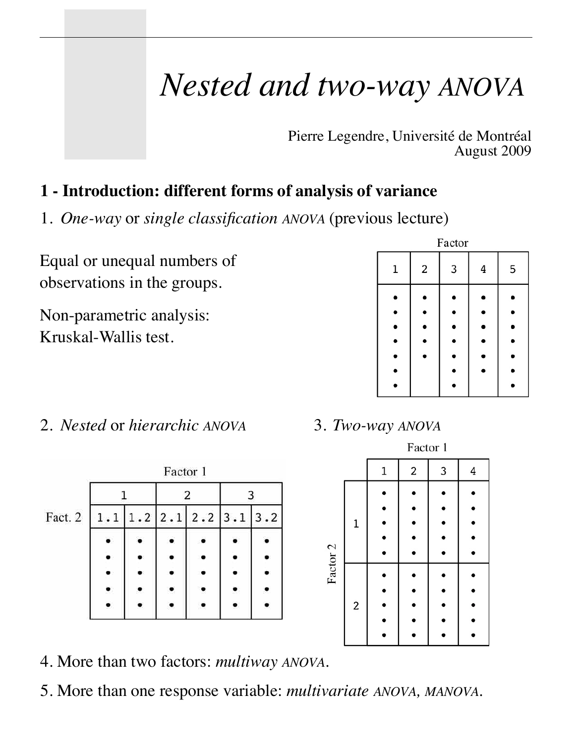# *Nested and two-way ANOVA*

Pierre Legendre, Université de Montréal
August 2009

## 1 - Introduction: different forms of analysis of variance

1. *One-way* or *single classification ANOVA* (previous lecture)

Equal or unequal numbers of observations in the groups.

Non-parametric analysis: Kruskal-Wallis test.

| Factor | | | | |
|---|---|---|---|---|
| 1 | 2 | 3 | 4 | 5 |
| • | • | • | • | • |
| • | • | • | • | • |
| • | • | • | • | • |
| • | • | • | • | • |
| • | • | • | • | • |
| • | | • | • | • |
| • | | • | | • |

2. *Nested* or *hierarchic ANOVA*

| | Factor 1 | | | | | |
|---|---|---|---|---|---|---|
| | 1 | | 2 | | 3 | |
| Fact. 2 | 1.1 | 1.2 | 2.1 | 2.2 | 3.1 | 3.2 |
| | • | • | • | • | • | • |
| | • | • | • | • | • | • |
| | • | • | • | • | • | • |
| | • | • | • | • | • | • |
| | • | • | • | • | • | • |

3. *Two-way ANOVA*

| | | Factor 1 | | | |
|---|---|---|---|---|---|
| | | 1 | 2 | 3 | 4 |
| Factor 2 | 1 | • • • • • | • • • • • | • • • • • | • • • • • |
| | 2 | • • • • • | • • • • • | • • • • • | • • • • • |

4. More than two factors: *multiway ANOVA*.

5. More than one response variable: *multivariate ANOVA, MANOVA*.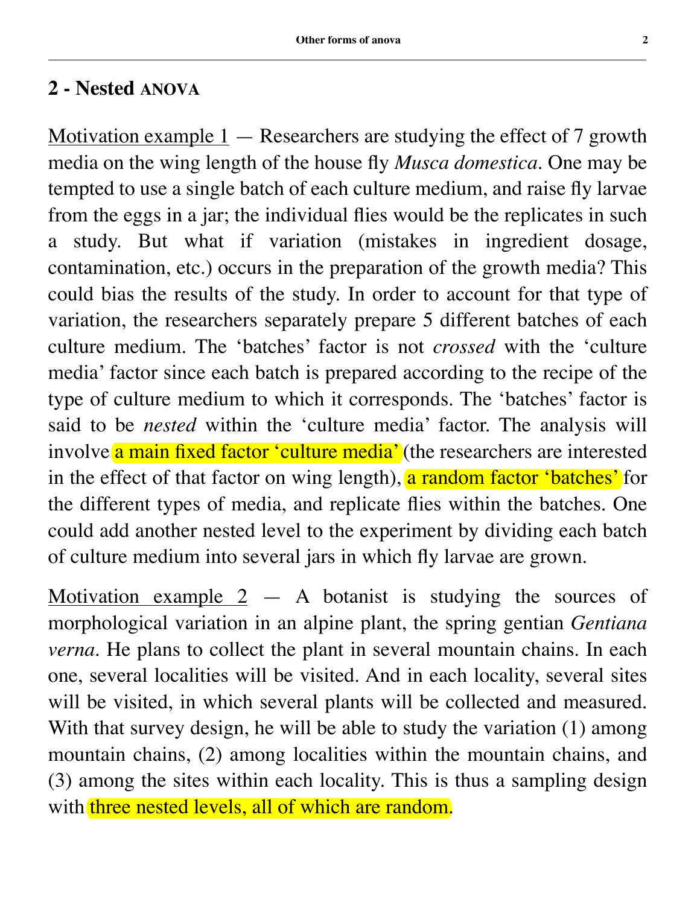## 2 - Nested ANOVA

Motivation example 1 — Researchers are studying the effect of 7 growth media on the wing length of the house fly *Musca domestica*. One may be tempted to use a single batch of each culture medium, and raise fly larvae from the eggs in a jar; the individual flies would be the replicates in such a study. But what if variation (mistakes in ingredient dosage, contamination, etc.) occurs in the preparation of the growth media? This could bias the results of the study. In order to account for that type of variation, the researchers separately prepare 5 different batches of each culture medium. The 'batches' factor is not *crossed* with the 'culture media' factor since each batch is prepared according to the recipe of the type of culture medium to which it corresponds. The 'batches' factor is said to be *nested* within the 'culture media' factor. The analysis will involve a main fixed factor 'culture media' (the researchers are interested in the effect of that factor on wing length), a random factor 'batches' for the different types of media, and replicate flies within the batches. One could add another nested level to the experiment by dividing each batch of culture medium into several jars in which fly larvae are grown.

Motivation example 2 — A botanist is studying the sources of morphological variation in an alpine plant, the spring gentian *Gentiana verna*. He plans to collect the plant in several mountain chains. In each one, several localities will be visited. And in each locality, several sites will be visited, in which several plants will be collected and measured. With that survey design, he will be able to study the variation (1) among mountain chains, (2) among localities within the mountain chains, and (3) among the sites within each locality. This is thus a sampling design with three nested levels, all of which are random.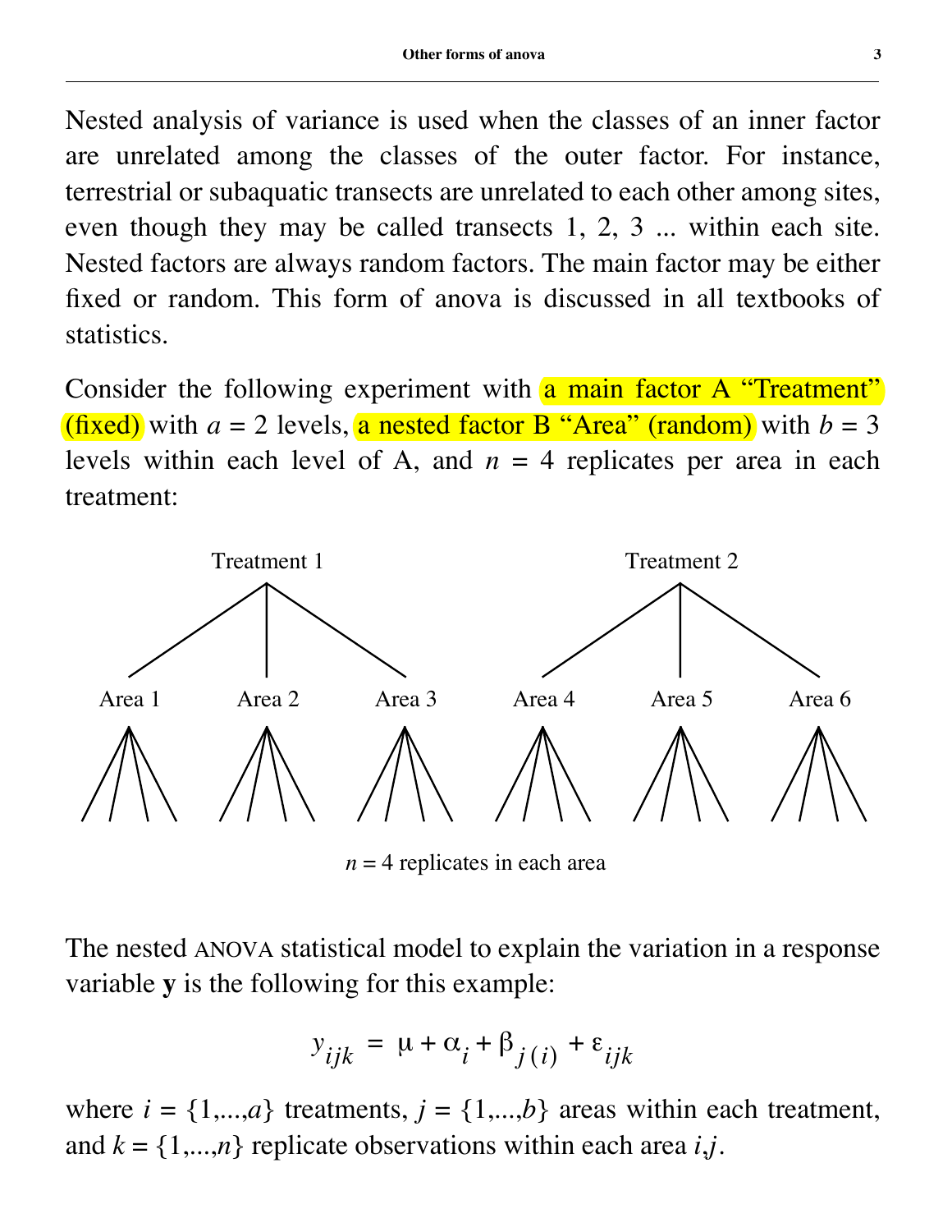Nested analysis of variance is used when the classes of an inner factor are unrelated among the classes of the outer factor. For instance, terrestrial or subaquatic transects are unrelated to each other among sites, even though they may be called transects 1, 2, 3 ... within each site. Nested factors are always random factors. The main factor may be either fixed or random. This form of anova is discussed in all textbooks of statistics.

Consider the following experiment with a main factor A "Treatment" (fixed) with $a = 2$ levels, a nested factor B "Area" (random) with $b = 3$ levels within each level of A, and $n = 4$ replicates per area in each treatment:

Treatment 1: Area 1, Area 2, Area 3
Treatment 2: Area 4, Area 5, Area 6

$n = 4$ replicates in each area

The nested ANOVA statistical model to explain the variation in a response variable **y** is the following for this example:

$$y_{ijk} = \mu + \alpha_i + \beta_{j(i)} + \varepsilon_{ijk}$$

where $i = \{1,...,a\}$ treatments, $j = \{1,...,b\}$ areas within each treatment, and $k = \{1,...,n\}$ replicate observations within each area $i,j$.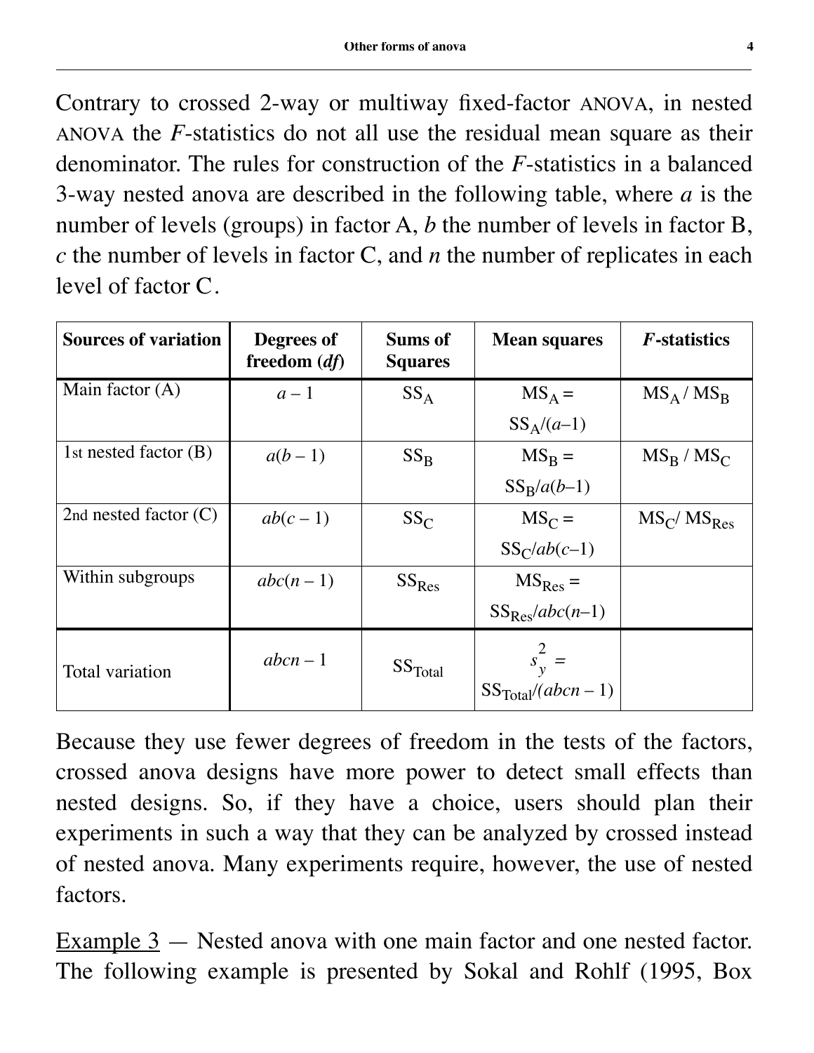Contrary to crossed 2-way or multiway fixed-factor ANOVA, in nested ANOVA the *F*-statistics do not all use the residual mean square as their denominator. The rules for construction of the *F*-statistics in a balanced 3-way nested anova are described in the following table, where *a* is the number of levels (groups) in factor A, *b* the number of levels in factor B, *c* the number of levels in factor C, and *n* the number of replicates in each level of factor C.

| **Sources of variation** | **Degrees of freedom (*df*)** | **Sums of Squares** | **Mean squares** | ***F*-statistics** |
|---|---|---|---|---|
| Main factor (A) | $a - 1$ | $SS_A$ | $MS_A = SS_A/(a-1)$ | $MS_A / MS_B$ |
| 1st nested factor (B) | $a(b - 1)$ | $SS_B$ | $MS_B = SS_B/a(b-1)$ | $MS_B / MS_C$ |
| 2nd nested factor (C) | $ab(c - 1)$ | $SS_C$ | $MS_C = SS_C/ab(c-1)$ | $MS_C / MS_{Res}$ |
| Within subgroups | $abc(n - 1)$ | $SS_{Res}$ | $MS_{Res} = SS_{Res}/abc(n-1)$ | |
| Total variation | $abcn - 1$ | $SS_{Total}$ | $s_y^2 = SS_{Total}/(abcn - 1)$ | |

Because they use fewer degrees of freedom in the tests of the factors, crossed anova designs have more power to detect small effects than nested designs. So, if they have a choice, users should plan their experiments in such a way that they can be analyzed by crossed instead of nested anova. Many experiments require, however, the use of nested factors.

Example 3 — Nested anova with one main factor and one nested factor. The following example is presented by Sokal and Rohlf (1995, Box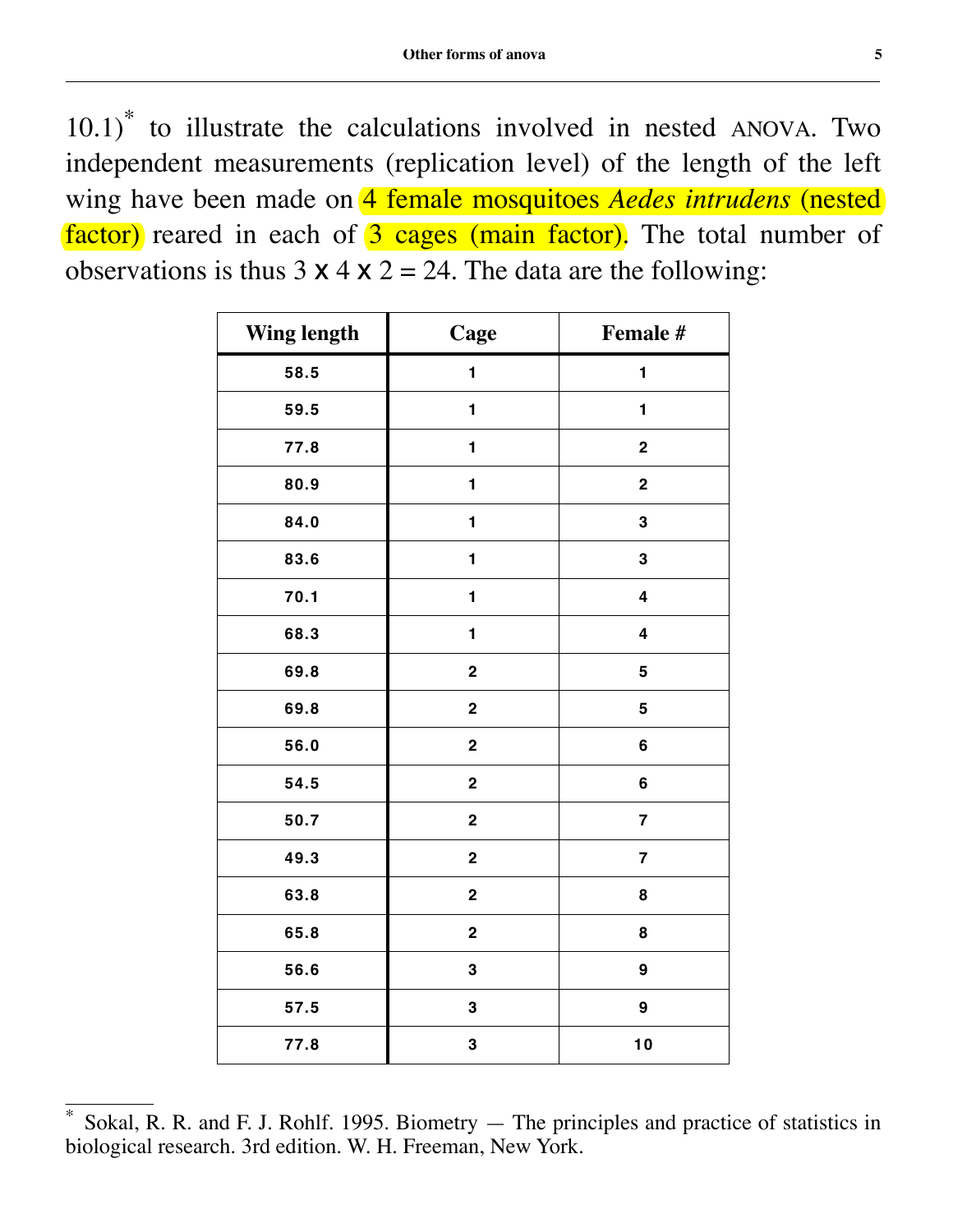10.1)[*] to illustrate the calculations involved in nested ANOVA. Two independent measurements (replication level) of the length of the left wing have been made on 4 female mosquitoes *Aedes intrudens* (nested factor) reared in each of 3 cages (main factor). The total number of observations is thus 3 x 4 x 2 = 24. The data are the following:

| Wing length | Cage | Female # |
|---|---|---|
| 58.5 | 1 | 1 |
| 59.5 | 1 | 1 |
| 77.8 | 1 | 2 |
| 80.9 | 1 | 2 |
| 84.0 | 1 | 3 |
| 83.6 | 1 | 3 |
| 70.1 | 1 | 4 |
| 68.3 | 1 | 4 |
| 69.8 | 2 | 5 |
| 69.8 | 2 | 5 |
| 56.0 | 2 | 6 |
| 54.5 | 2 | 6 |
| 50.7 | 2 | 7 |
| 49.3 | 2 | 7 |
| 63.8 | 2 | 8 |
| 65.8 | 2 | 8 |
| 56.6 | 3 | 9 |
| 57.5 | 3 | 9 |
| 77.8 | 3 | 10 |

[*] Sokal, R. R. and F. J. Rohlf. 1995. Biometry — The principles and practice of statistics in biological research. 3rd edition. W. H. Freeman, New York.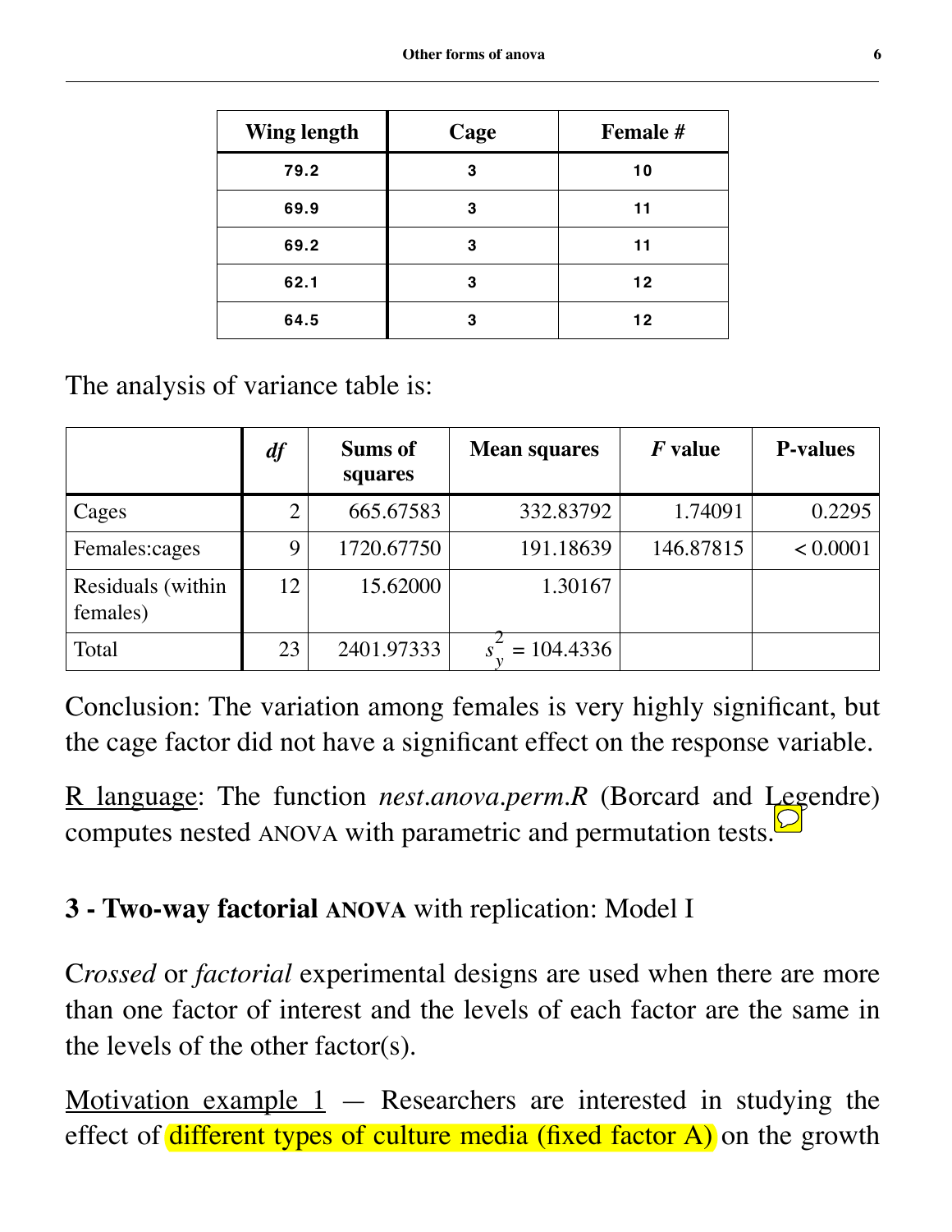| Wing length | Cage | Female # |
|---|---|---|
| 79.2 | 3 | 10 |
| 69.9 | 3 | 11 |
| 69.2 | 3 | 11 |
| 62.1 | 3 | 12 |
| 64.5 | 3 | 12 |

The analysis of variance table is:

| | *df* | Sums of squares | Mean squares | *F* value | P-values |
|---|---|---|---|---|---|
| Cages | 2 | 665.67583 | 332.83792 | 1.74091 | 0.2295 |
| Females:cages | 9 | 1720.67750 | 191.18639 | 146.87815 | < 0.0001 |
| Residuals (within females) | 12 | 15.62000 | 1.30167 | | |
| Total | 23 | 2401.97333 | $s_y^2 = 104.4336$ | | |

Conclusion: The variation among females is very highly significant, but the cage factor did not have a significant effect on the response variable.

R language: The function *nest.anova.perm.R* (Borcard and Legendre) computes nested ANOVA with parametric and permutation tests.

## 3 - Two-way factorial ANOVA with replication: Model I

C*rossed* or *factorial* experimental designs are used when there are more than one factor of interest and the levels of each factor are the same in the levels of the other factor(s).

Motivation example 1 — Researchers are interested in studying the effect of different types of culture media (fixed factor A) on the growth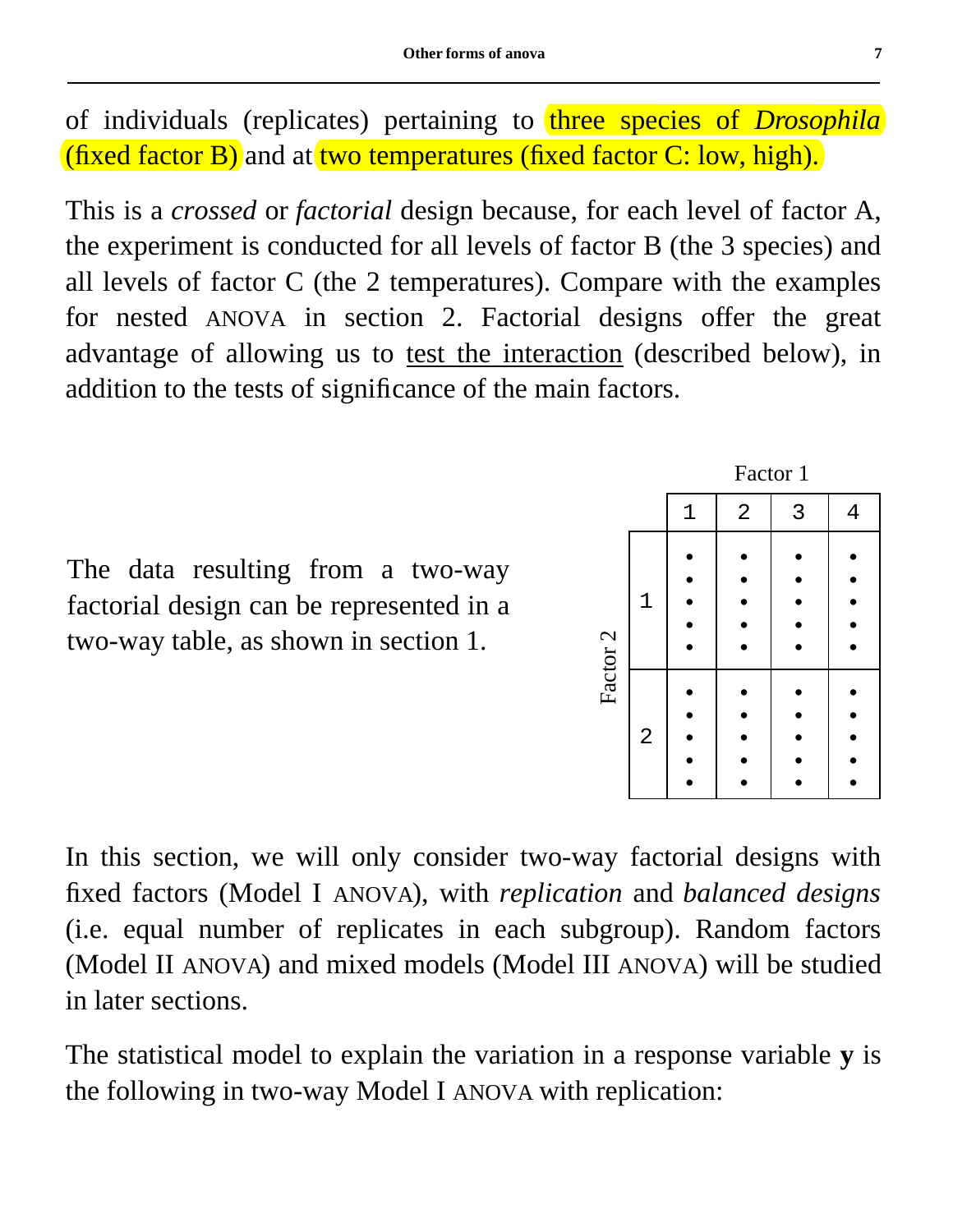of individuals (replicates) pertaining to three species of *Drosophila* (fixed factor B) and at two temperatures (fixed factor C: low, high).

This is a *crossed* or *factorial* design because, for each level of factor A, the experiment is conducted for all levels of factor B (the 3 species) and all levels of factor C (the 2 temperatures). Compare with the examples for nested ANOVA in section 2. Factorial designs offer the great advantage of allowing us to test the interaction (described below), in addition to the tests of significance of the main factors.

The data resulting from a two-way factorial design can be represented in a two-way table, as shown in section 1.

| | Factor 1: 1 | 2 | 3 | 4 |
|---|---|---|---|---|
| Factor 2: 1 | • • • • • | • • • • • | • • • • • | • • • • • |
| Factor 2: 2 | • • • • • | • • • • • | • • • • • | • • • • • |

In this section, we will only consider two-way factorial designs with fixed factors (Model I ANOVA), with *replication* and *balanced designs* (i.e. equal number of replicates in each subgroup). Random factors (Model II ANOVA) and mixed models (Model III ANOVA) will be studied in later sections.

The statistical model to explain the variation in a response variable **y** is the following in two-way Model I ANOVA with replication: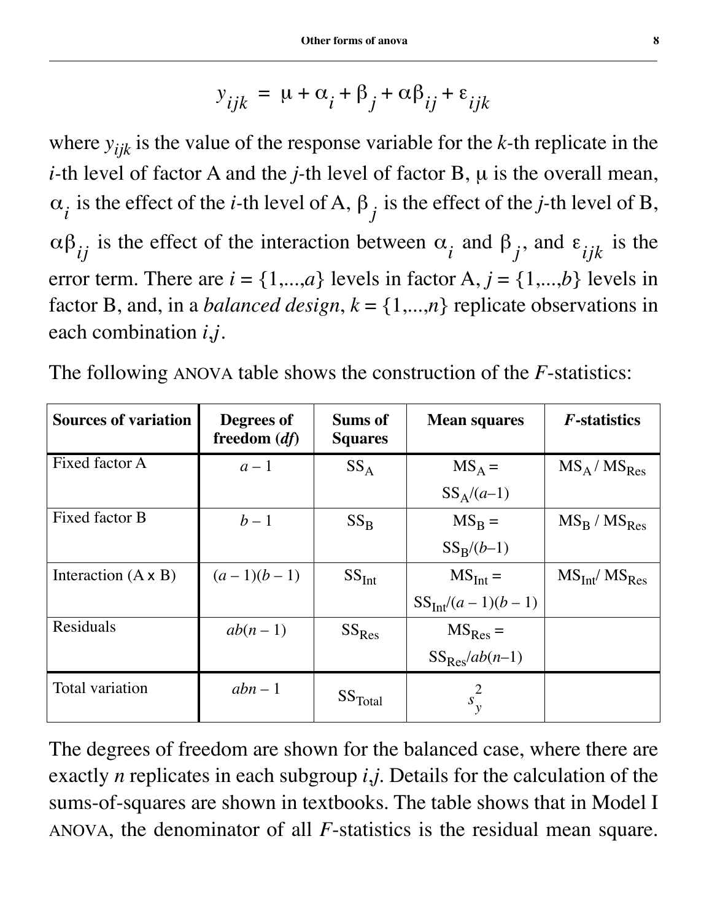$$y_{ijk} = \mu + \alpha_i + \beta_j + \alpha\beta_{ij} + \varepsilon_{ijk}$$

where $y_{ijk}$ is the value of the response variable for the $k$-th replicate in the $i$-th level of factor A and the $j$-th level of factor B, $\mu$ is the overall mean, $\alpha_i$ is the effect of the $i$-th level of A, $\beta_j$ is the effect of the $j$-th level of B, $\alpha\beta_{ij}$ is the effect of the interaction between $\alpha_i$ and $\beta_j$, and $\varepsilon_{ijk}$ is the error term. There are $i = \{1,...,a\}$ levels in factor A, $j = \{1,...,b\}$ levels in factor B, and, in a *balanced design*, $k = \{1,...,n\}$ replicate observations in each combination $i,j$.

The following ANOVA table shows the construction of the $F$-statistics:

| **Sources of variation** | **Degrees of freedom (*df*)** | **Sums of Squares** | **Mean squares** | ***F*-statistics** |
|---|---|---|---|---|
| Fixed factor A | $a - 1$ | $SS_A$ | $MS_A = SS_A/(a-1)$ | $MS_A / MS_{Res}$ |
| Fixed factor B | $b - 1$ | $SS_B$ | $MS_B = SS_B/(b-1)$ | $MS_B / MS_{Res}$ |
| Interaction (A x B) | $(a - 1)(b - 1)$ | $SS_{Int}$ | $MS_{Int} = SS_{Int}/(a - 1)(b - 1)$ | $MS_{Int} / MS_{Res}$ |
| Residuals | $ab(n - 1)$ | $SS_{Res}$ | $MS_{Res} = SS_{Res}/ab(n-1)$ | |
| Total variation | $abn - 1$ | $SS_{Total}$ | $s_y^2$ | |

The degrees of freedom are shown for the balanced case, where there are exactly $n$ replicates in each subgroup $i,j$. Details for the calculation of the sums-of-squares are shown in textbooks. The table shows that in Model I ANOVA, the denominator of all $F$-statistics is the residual mean square.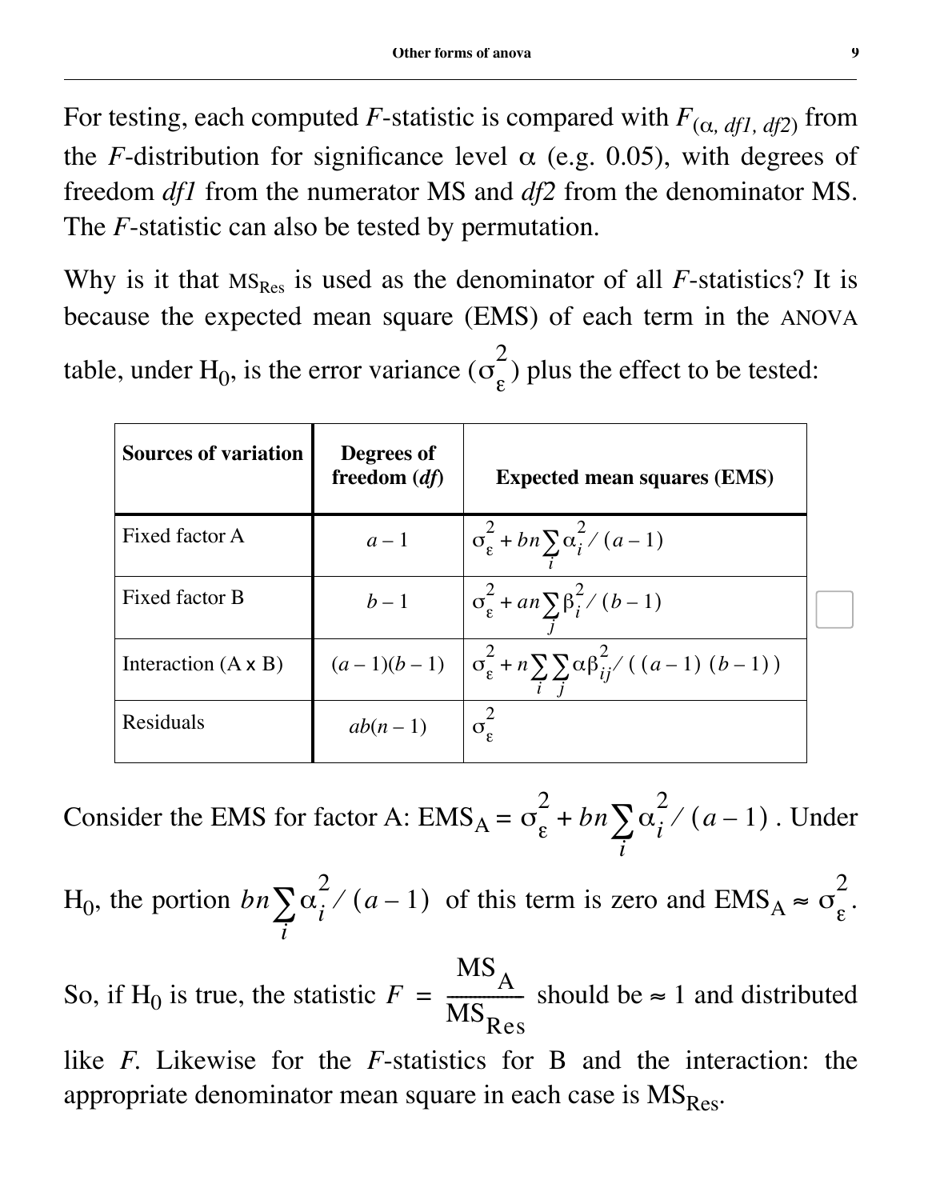For testing, each computed $F$-statistic is compared with $F_{(\alpha,\, df1,\, df2)}$ from the $F$-distribution for significance level $\alpha$ (e.g. 0.05), with degrees of freedom $df1$ from the numerator MS and $df2$ from the denominator MS. The $F$-statistic can also be tested by permutation.

Why is it that $MS_{Res}$ is used as the denominator of all $F$-statistics? It is because the expected mean square (EMS) of each term in the ANOVA table, under $H_0$, is the error variance ($\sigma_\varepsilon^2$) plus the effect to be tested:

| Sources of variation | Degrees of freedom (*df*) | Expected mean squares (EMS) |
|---|---|---|
| Fixed factor A | $a-1$ | $\sigma_\varepsilon^2 + bn\sum_i \alpha_i^2 / (a-1)$ |
| Fixed factor B | $b-1$ | $\sigma_\varepsilon^2 + an\sum_j \beta_i^2 / (b-1)$ |
| Interaction (A x B) | $(a-1)(b-1)$ | $\sigma_\varepsilon^2 + n\sum_i \sum_j \alpha\beta_{ij}^2 / ((a-1)(b-1))$ |
| Residuals | $ab(n-1)$ | $\sigma_\varepsilon^2$ |

Consider the EMS for factor A: $EMS_A = \sigma_\varepsilon^2 + bn\sum_i \alpha_i^2 / (a-1)$. Under $H_0$, the portion $bn\sum_i \alpha_i^2 / (a-1)$ of this term is zero and $EMS_A \approx \sigma_\varepsilon^2$.

So, if $H_0$ is true, the statistic $F = \frac{MS_A}{MS_{Res}}$ should be $\approx 1$ and distributed like $F$. Likewise for the $F$-statistics for B and the interaction: the appropriate denominator mean square in each case is $MS_{Res}$.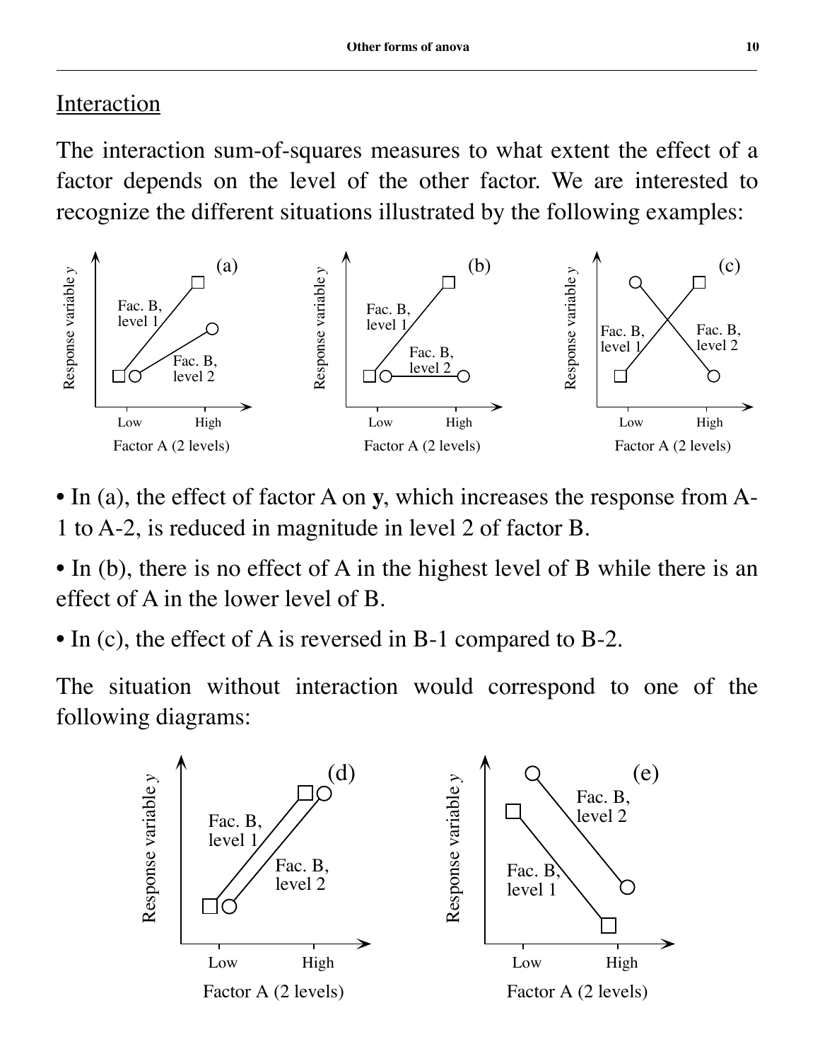## Interaction

The interaction sum-of-squares measures to what extent the effect of a factor depends on the level of the other factor. We are interested to recognize the different situations illustrated by the following examples:

- In (a), the effect of factor A on **y**, which increases the response from A-1 to A-2, is reduced in magnitude in level 2 of factor B.
- In (b), there is no effect of A in the highest level of B while there is an effect of A in the lower level of B.
- In (c), the effect of A is reversed in B-1 compared to B-2.

The situation without interaction would correspond to one of the following diagrams: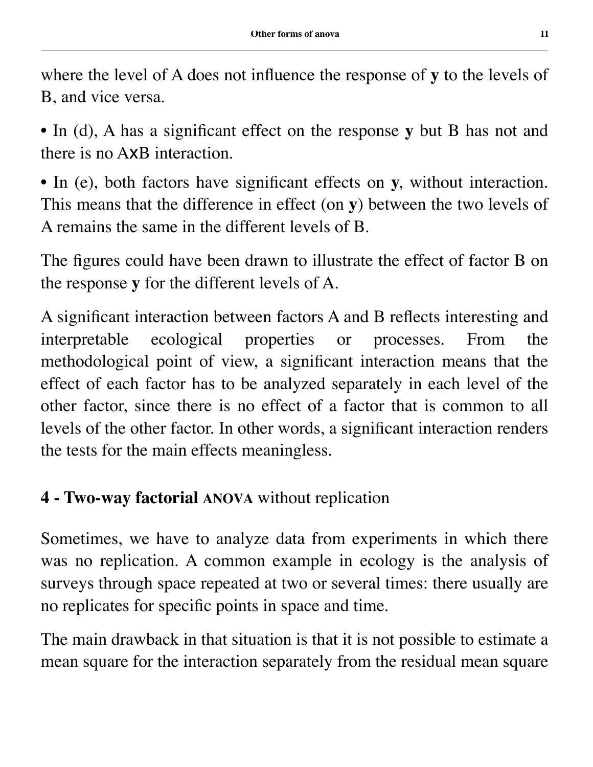where the level of A does not influence the response of **y** to the levels of B, and vice versa.

• In (d), A has a significant effect on the response **y** but B has not and there is no AxB interaction.

• In (e), both factors have significant effects on **y**, without interaction. This means that the difference in effect (on **y**) between the two levels of A remains the same in the different levels of B.

The figures could have been drawn to illustrate the effect of factor B on the response **y** for the different levels of A.

A significant interaction between factors A and B reflects interesting and interpretable ecological properties or processes. From the methodological point of view, a significant interaction means that the effect of each factor has to be analyzed separately in each level of the other factor, since there is no effect of a factor that is common to all levels of the other factor. In other words, a significant interaction renders the tests for the main effects meaningless.

## 4 - Two-way factorial ANOVA without replication

Sometimes, we have to analyze data from experiments in which there was no replication. A common example in ecology is the analysis of surveys through space repeated at two or several times: there usually are no replicates for specific points in space and time.

The main drawback in that situation is that it is not possible to estimate a mean square for the interaction separately from the residual mean square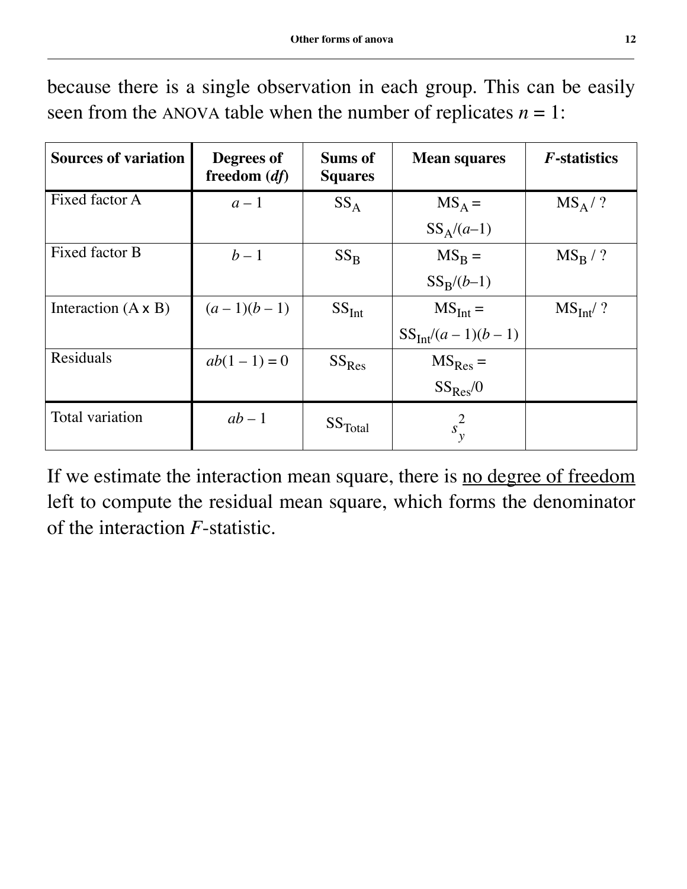because there is a single observation in each group. This can be easily seen from the ANOVA table when the number of replicates $n = 1$:

| Sources of variation | Degrees of freedom (*df*) | Sums of Squares | Mean squares | *F*-statistics |
|---|---|---|---|---|
| Fixed factor A | $a - 1$ | $SS_A$ | $MS_A = SS_A/(a-1)$ | $MS_A$ / ? |
| Fixed factor B | $b - 1$ | $SS_B$ | $MS_B = SS_B/(b-1)$ | $MS_B$ / ? |
| Interaction (A x B) | $(a - 1)(b - 1)$ | $SS_{Int}$ | $MS_{Int} = SS_{Int}/(a - 1)(b - 1)$ | $MS_{Int}$/ ? |
| Residuals | $ab(1 - 1) = 0$ | $SS_{Res}$ | $MS_{Res} = SS_{Res}/0$ | |
| Total variation | $ab - 1$ | $SS_{Total}$ | $s_y^2$ | |

If we estimate the interaction mean square, there is no degree of freedom left to compute the residual mean square, which forms the denominator of the interaction *F*-statistic.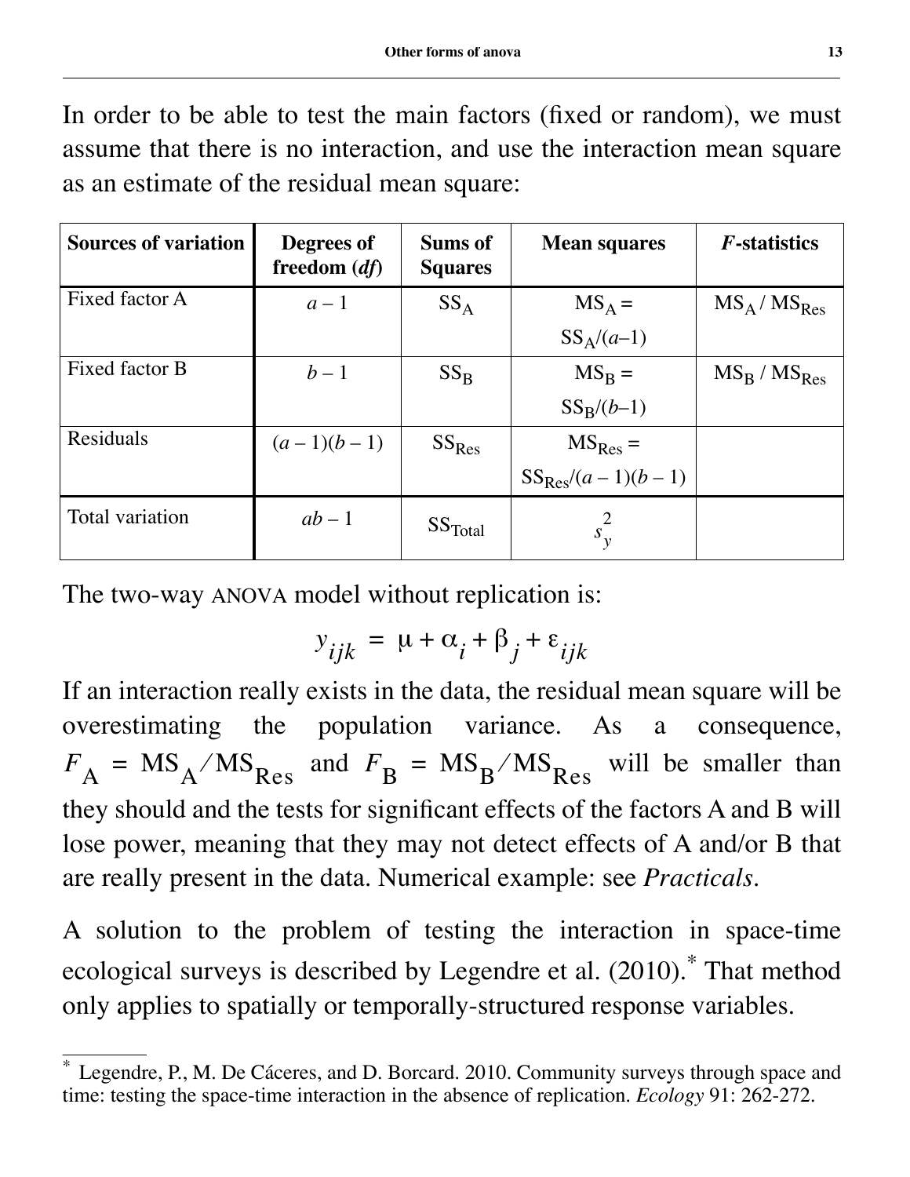In order to be able to test the main factors (fixed or random), we must assume that there is no interaction, and use the interaction mean square as an estimate of the residual mean square:

| **Sources of variation** | **Degrees of freedom (*df*)** | **Sums of Squares** | **Mean squares** | ***F*-statistics** |
|---|---|---|---|---|
| Fixed factor A | $a - 1$ | $SS_A$ | $MS_A = SS_A/(a-1)$ | $MS_A / MS_{Res}$ |
| Fixed factor B | $b - 1$ | $SS_B$ | $MS_B = SS_B/(b-1)$ | $MS_B / MS_{Res}$ |
| Residuals | $(a - 1)(b - 1)$ | $SS_{Res}$ | $MS_{Res} = SS_{Res}/(a-1)(b-1)$ | |
| Total variation | $ab - 1$ | $SS_{Total}$ | $s_y^2$ | |

The two-way ANOVA model without replication is:

$$y_{ijk} = \mu + \alpha_i + \beta_j + \varepsilon_{ijk}$$

If an interaction really exists in the data, the residual mean square will be overestimating the population variance. As a consequence, $F_A = MS_A / MS_{Res}$ and $F_B = MS_B / MS_{Res}$ will be smaller than they should and the tests for significant effects of the factors A and B will lose power, meaning that they may not detect effects of A and/or B that are really present in the data. Numerical example: see *Practicals*.

A solution to the problem of testing the interaction in space-time ecological surveys is described by Legendre et al. (2010).* That method only applies to spatially or temporally-structured response variables.

---

* Legendre, P., M. De Cáceres, and D. Borcard. 2010. Community surveys through space and time: testing the space-time interaction in the absence of replication. *Ecology* 91: 262-272.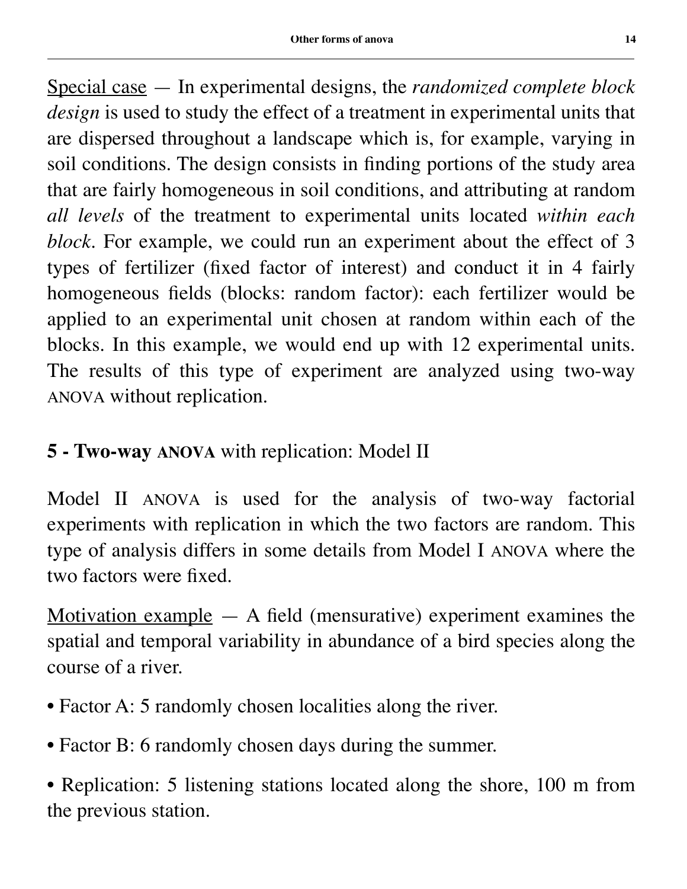<u>Special case</u> — In experimental designs, the *randomized complete block design* is used to study the effect of a treatment in experimental units that are dispersed throughout a landscape which is, for example, varying in soil conditions. The design consists in finding portions of the study area that are fairly homogeneous in soil conditions, and attributing at random *all levels* of the treatment to experimental units located *within each block*. For example, we could run an experiment about the effect of 3 types of fertilizer (fixed factor of interest) and conduct it in 4 fairly homogeneous fields (blocks: random factor): each fertilizer would be applied to an experimental unit chosen at random within each of the blocks. In this example, we would end up with 12 experimental units. The results of this type of experiment are analyzed using two-way ANOVA without replication.

## 5 - Two-way ANOVA with replication: Model II

Model II ANOVA is used for the analysis of two-way factorial experiments with replication in which the two factors are random. This type of analysis differs in some details from Model I ANOVA where the two factors were fixed.

<u>Motivation example</u> — A field (mensurative) experiment examines the spatial and temporal variability in abundance of a bird species along the course of a river.

- Factor A: 5 randomly chosen localities along the river.
- Factor B: 6 randomly chosen days during the summer.
- Replication: 5 listening stations located along the shore, 100 m from the previous station.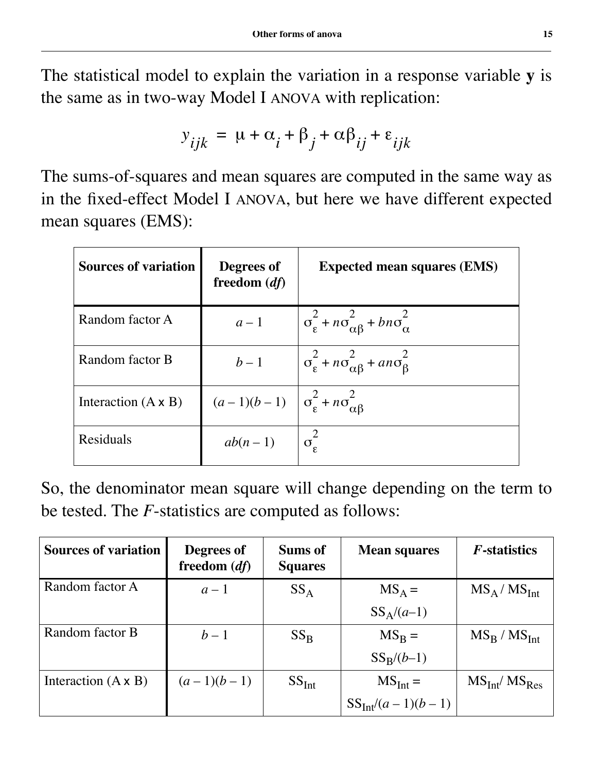The statistical model to explain the variation in a response variable **y** is the same as in two-way Model I ANOVA with replication:

$$y_{ijk} = \mu + \alpha_i + \beta_j + \alpha\beta_{ij} + \varepsilon_{ijk}$$

The sums-of-squares and mean squares are computed in the same way as in the fixed-effect Model I ANOVA, but here we have different expected mean squares (EMS):

| **Sources of variation** | **Degrees of freedom (*df*)** | **Expected mean squares (EMS)** |
|---|---|---|
| Random factor A | $a - 1$ | $\sigma_\varepsilon^2 + n\sigma_{\alpha\beta}^2 + bn\sigma_\alpha^2$ |
| Random factor B | $b - 1$ | $\sigma_\varepsilon^2 + n\sigma_{\alpha\beta}^2 + an\sigma_\beta^2$ |
| Interaction (A x B) | $(a - 1)(b - 1)$ | $\sigma_\varepsilon^2 + n\sigma_{\alpha\beta}^2$ |
| Residuals | $ab(n - 1)$ | $\sigma_\varepsilon^2$ |

So, the denominator mean square will change depending on the term to be tested. The *F*-statistics are computed as follows:

| **Sources of variation** | **Degrees of freedom (*df*)** | **Sums of Squares** | **Mean squares** | ***F*-statistics** |
|---|---|---|---|---|
| Random factor A | $a - 1$ | $SS_A$ | $MS_A = SS_A/(a–1)$ | $MS_A / MS_{Int}$ |
| Random factor B | $b - 1$ | $SS_B$ | $MS_B = SS_B/(b–1)$ | $MS_B / MS_{Int}$ |
| Interaction (A x B) | $(a - 1)(b - 1)$ | $SS_{Int}$ | $MS_{Int} = SS_{Int}/(a - 1)(b - 1)$ | $MS_{Int}/ MS_{Res}$ |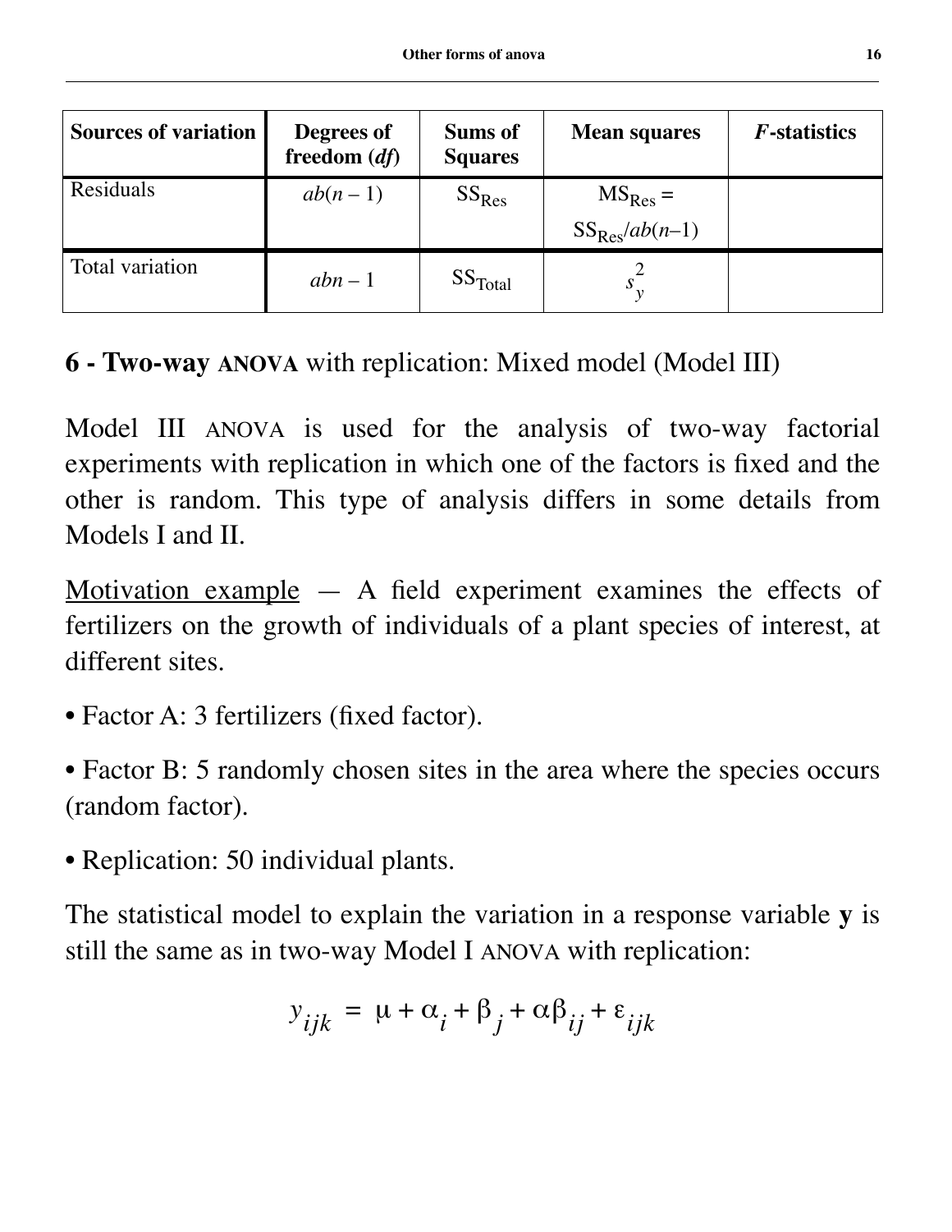| Sources of variation | Degrees of freedom (*df*) | Sums of Squares | Mean squares | *F*-statistics |
|---|---|---|---|---|
| Residuals | $ab(n-1)$ | $SS_{Res}$ | $MS_{Res} = SS_{Res}/ab(n-1)$ | |
| Total variation | $abn-1$ | $SS_{Total}$ | $s_y^2$ | |

## 6 - Two-way ANOVA with replication: Mixed model (Model III)

Model III ANOVA is used for the analysis of two-way factorial experiments with replication in which one of the factors is fixed and the other is random. This type of analysis differs in some details from Models I and II.

Motivation example — A field experiment examines the effects of fertilizers on the growth of individuals of a plant species of interest, at different sites.

• Factor A: 3 fertilizers (fixed factor).

• Factor B: 5 randomly chosen sites in the area where the species occurs (random factor).

• Replication: 50 individual plants.

The statistical model to explain the variation in a response variable **y** is still the same as in two-way Model I ANOVA with replication:

$$y_{ijk} = \mu + \alpha_i + \beta_j + \alpha\beta_{ij} + \varepsilon_{ijk}$$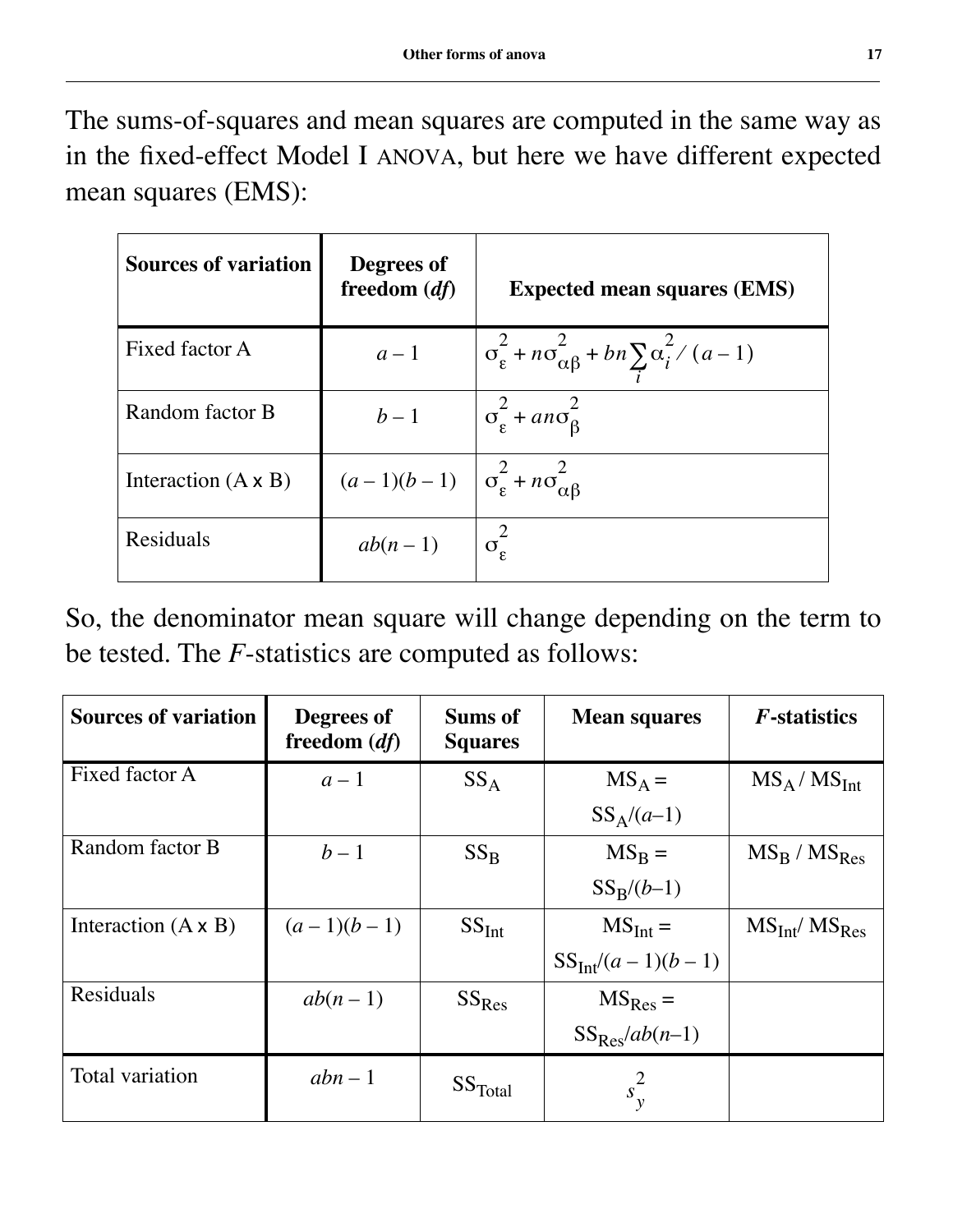The sums-of-squares and mean squares are computed in the same way as in the fixed-effect Model I ANOVA, but here we have different expected mean squares (EMS):

| **Sources of variation** | **Degrees of freedom (*df*)** | **Expected mean squares (EMS)** |
|---|---|---|
| Fixed factor A | $a - 1$ | $\sigma_{\varepsilon}^{2} + n\sigma_{\alpha\beta}^{2} + bn\sum_{i}\alpha_{i}^{2} / (a-1)$ |
| Random factor B | $b - 1$ | $\sigma_{\varepsilon}^{2} + an\sigma_{\beta}^{2}$ |
| Interaction (A x B) | $(a-1)(b-1)$ | $\sigma_{\varepsilon}^{2} + n\sigma_{\alpha\beta}^{2}$ |
| Residuals | $ab(n-1)$ | $\sigma_{\varepsilon}^{2}$ |

So, the denominator mean square will change depending on the term to be tested. The *F*-statistics are computed as follows:

| **Sources of variation** | **Degrees of freedom (*df*)** | **Sums of Squares** | **Mean squares** | ***F*-statistics** |
|---|---|---|---|---|
| Fixed factor A | $a - 1$ | $SS_A$ | $MS_A = SS_A/(a-1)$ | $MS_A / MS_{Int}$ |
| Random factor B | $b - 1$ | $SS_B$ | $MS_B = SS_B/(b-1)$ | $MS_B / MS_{Res}$ |
| Interaction (A x B) | $(a-1)(b-1)$ | $SS_{Int}$ | $MS_{Int} = SS_{Int}/(a-1)(b-1)$ | $MS_{Int}/ MS_{Res}$ |
| Residuals | $ab(n-1)$ | $SS_{Res}$ | $MS_{Res} = SS_{Res}/ab(n-1)$ | |
| Total variation | $abn - 1$ | $SS_{Total}$ | $s_y^2$ | |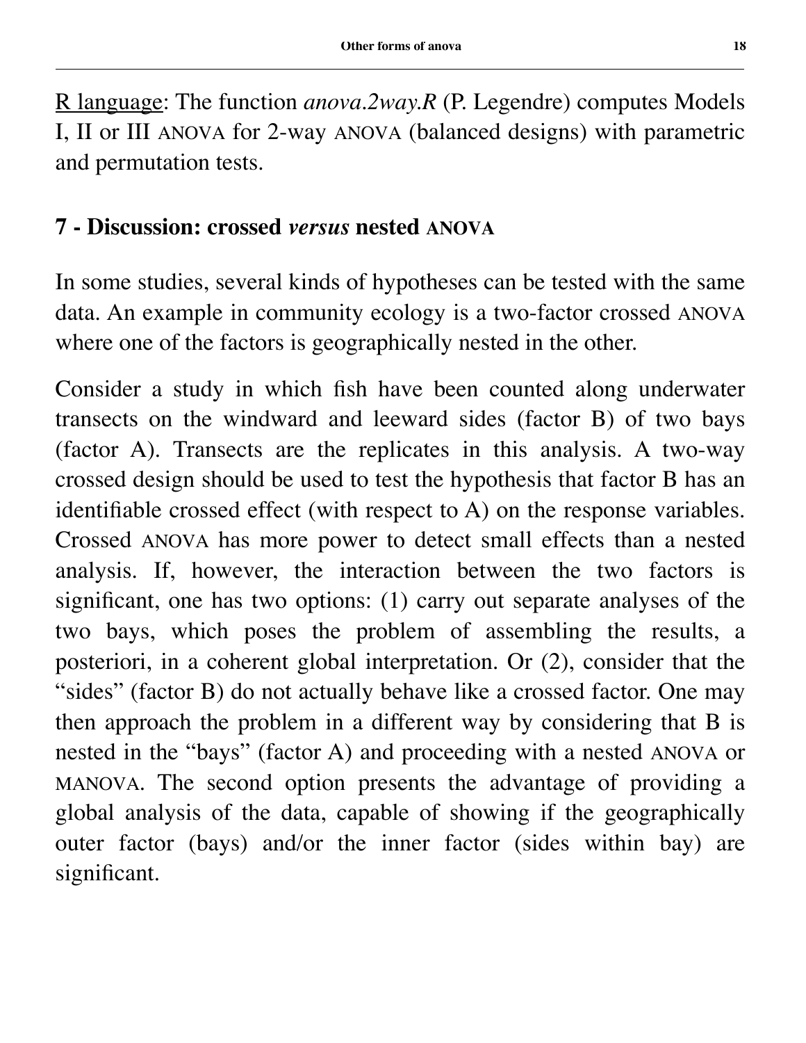<u>R language</u>: The function *anova.2way.R* (P. Legendre) computes Models I, II or III ANOVA for 2-way ANOVA (balanced designs) with parametric and permutation tests.

## 7 - Discussion: crossed *versus* nested ANOVA

In some studies, several kinds of hypotheses can be tested with the same data. An example in community ecology is a two-factor crossed ANOVA where one of the factors is geographically nested in the other.

Consider a study in which fish have been counted along underwater transects on the windward and leeward sides (factor B) of two bays (factor A). Transects are the replicates in this analysis. A two-way crossed design should be used to test the hypothesis that factor B has an identifiable crossed effect (with respect to A) on the response variables. Crossed ANOVA has more power to detect small effects than a nested analysis. If, however, the interaction between the two factors is significant, one has two options: (1) carry out separate analyses of the two bays, which poses the problem of assembling the results, a posteriori, in a coherent global interpretation. Or (2), consider that the "sides" (factor B) do not actually behave like a crossed factor. One may then approach the problem in a different way by considering that B is nested in the "bays" (factor A) and proceeding with a nested ANOVA or MANOVA. The second option presents the advantage of providing a global analysis of the data, capable of showing if the geographically outer factor (bays) and/or the inner factor (sides within bay) are significant.